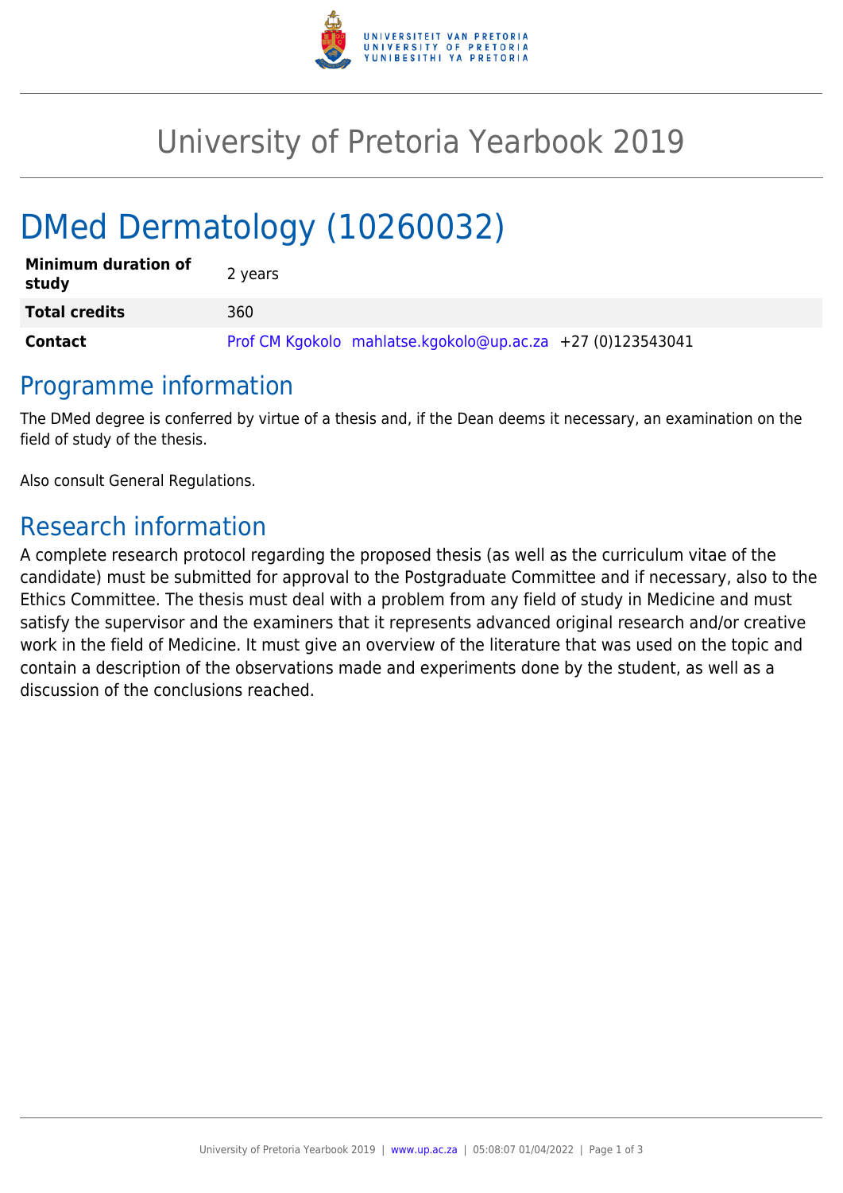# University of Pretoria Yearbook 2019

# DMed Dermatology (10260032)

| | |
|---|---|
| **Minimum duration of study** | 2 years |
| **Total credits** | 360 |
| **Contact** | Prof CM Kgokolo mahlatse.kgokolo@up.ac.za +27 (0)123543041 |

## Programme information

The DMed degree is conferred by virtue of a thesis and, if the Dean deems it necessary, an examination on the field of study of the thesis.

Also consult General Regulations.

## Research information

A complete research protocol regarding the proposed thesis (as well as the curriculum vitae of the candidate) must be submitted for approval to the Postgraduate Committee and if necessary, also to the Ethics Committee. The thesis must deal with a problem from any field of study in Medicine and must satisfy the supervisor and the examiners that it represents advanced original research and/or creative work in the field of Medicine. It must give an overview of the literature that was used on the topic and contain a description of the observations made and experiments done by the student, as well as a discussion of the conclusions reached.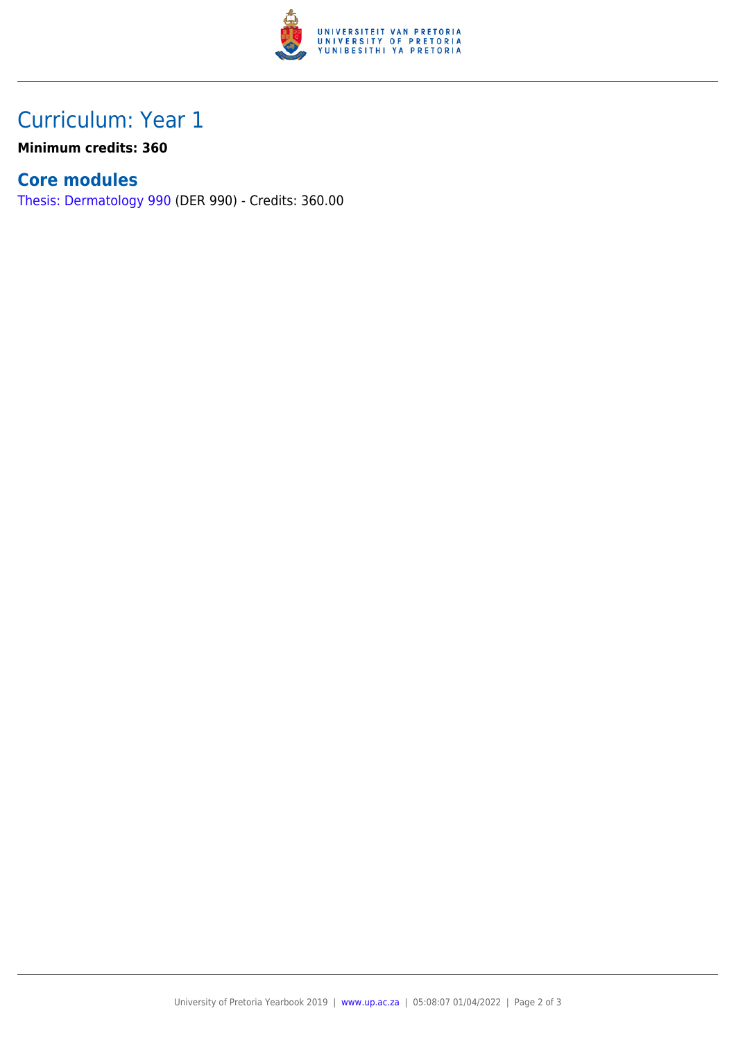## Curriculum: Year 1

**Minimum credits: 360**

### Core modules

Thesis: Dermatology 990 (DER 990) - Credits: 360.00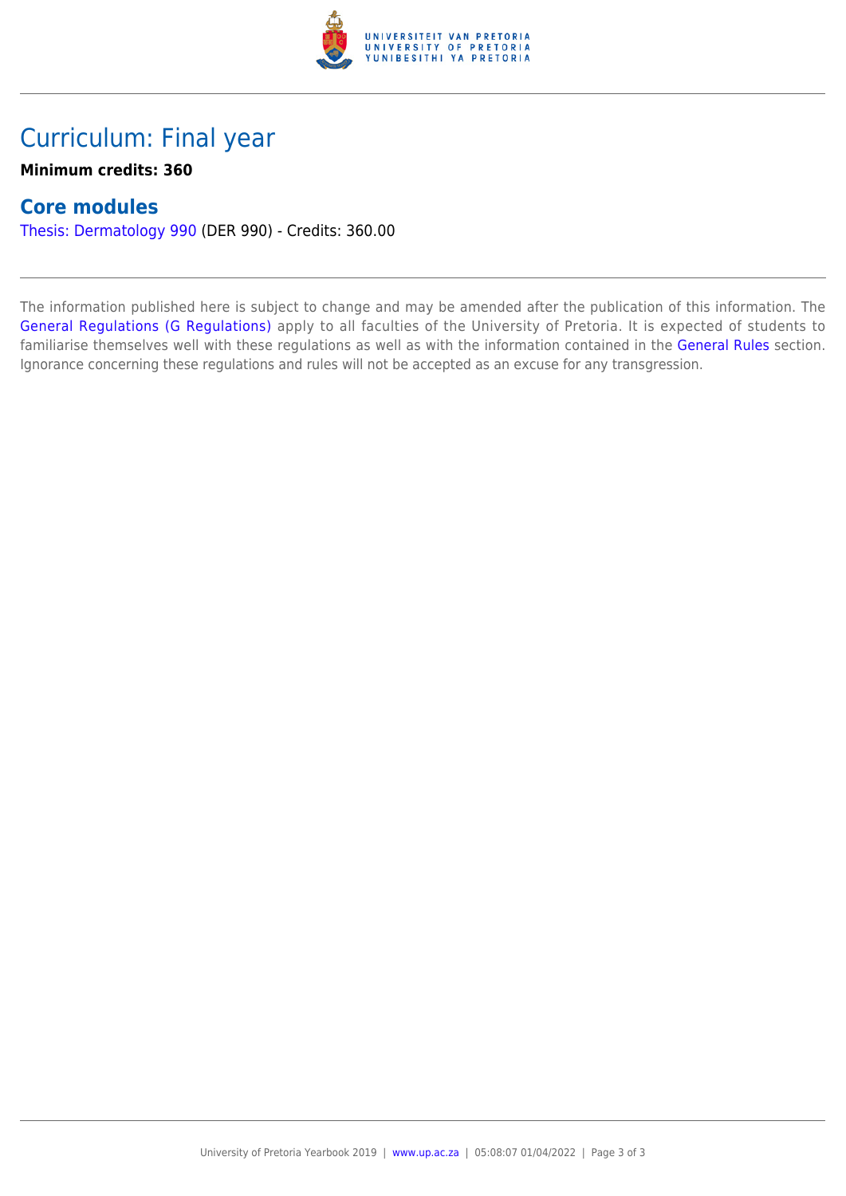# Curriculum: Final year

**Minimum credits: 360**

## Core modules

Thesis: Dermatology 990 (DER 990) - Credits: 360.00

The information published here is subject to change and may be amended after the publication of this information. The General Regulations (G Regulations) apply to all faculties of the University of Pretoria. It is expected of students to familiarise themselves well with these regulations as well as with the information contained in the General Rules section. Ignorance concerning these regulations and rules will not be accepted as an excuse for any transgression.